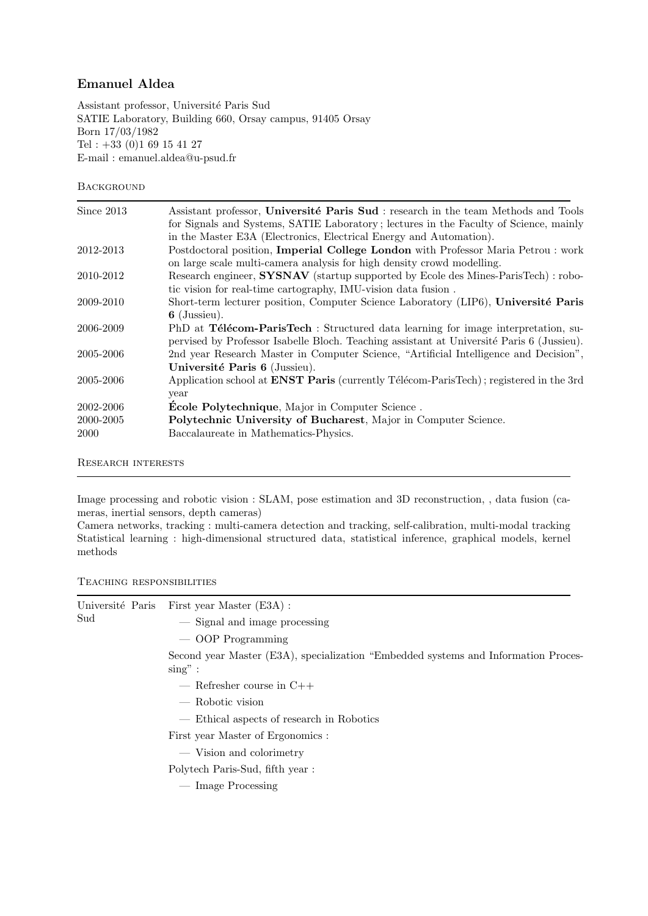# Emanuel Aldea

Assistant professor, Université Paris Sud
SATIE Laboratory, Building 660, Orsay campus, 91405 Orsay
Born 17/03/1982
Tel : +33 (0)1 69 15 41 27
E-mail : emanuel.aldea@u-psud.fr

## Background

| | |
|---|---|
| Since 2013 | Assistant professor, **Université Paris Sud** : research in the team Methods and Tools for Signals and Systems, SATIE Laboratory ; lectures in the Faculty of Science, mainly in the Master E3A (Electronics, Electrical Energy and Automation). |
| 2012-2013 | Postdoctoral position, **Imperial College London** with Professor Maria Petrou : work on large scale multi-camera analysis for high density crowd modelling. |
| 2010-2012 | Research engineer, **SYSNAV** (startup supported by Ecole des Mines-ParisTech) : robotic vision for real-time cartography, IMU-vision data fusion . |
| 2009-2010 | Short-term lecturer position, Computer Science Laboratory (LIP6), **Université Paris 6** (Jussieu). |
| 2006-2009 | PhD at **Télécom-ParisTech** : Structured data learning for image interpretation, supervised by Professor Isabelle Bloch. Teaching assistant at Université Paris 6 (Jussieu). |
| 2005-2006 | 2nd year Research Master in Computer Science, "Artificial Intelligence and Decision", **Université Paris 6** (Jussieu). |
| 2005-2006 | Application school at **ENST Paris** (currently Télécom-ParisTech) ; registered in the 3rd year |
| 2002-2006 | **École Polytechnique**, Major in Computer Science . |
| 2000-2005 | **Polytechnic University of Bucharest**, Major in Computer Science. |
| 2000 | Baccalaureate in Mathematics-Physics. |

## Research interests

Image processing and robotic vision : SLAM, pose estimation and 3D reconstruction, , data fusion (cameras, inertial sensors, depth cameras)
Camera networks, tracking : multi-camera detection and tracking, self-calibration, multi-modal tracking
Statistical learning : high-dimensional structured data, statistical inference, graphical models, kernel methods

## Teaching responsibilities

**Université Paris Sud**

First year Master (E3A) :

- Signal and image processing
- OOP Programming

Second year Master (E3A), specialization "Embedded systems and Information Processing" :

- Refresher course in C++
- Robotic vision
- Ethical aspects of research in Robotics

First year Master of Ergonomics :

- Vision and colorimetry

Polytech Paris-Sud, fifth year :

- Image Processing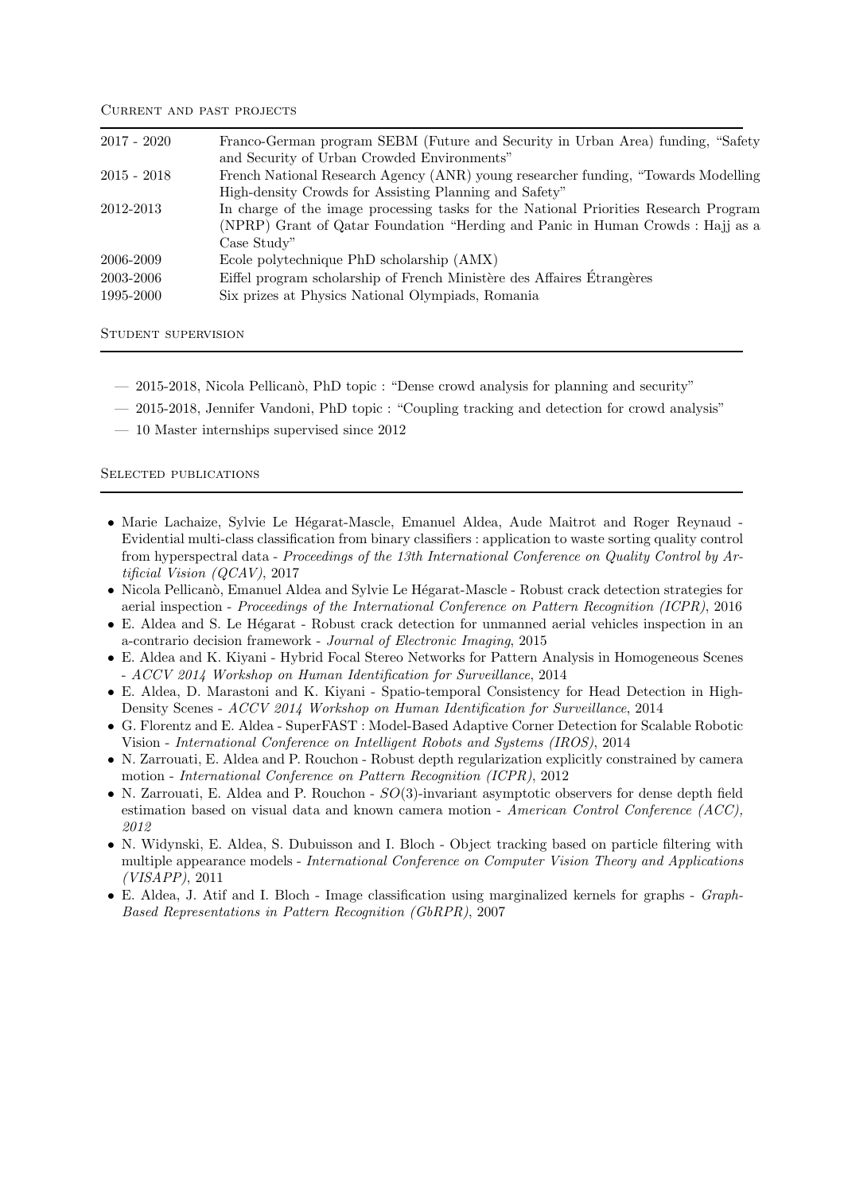## Current and past projects

| | |
|---|---|
| 2017 - 2020 | Franco-German program SEBM (Future and Security in Urban Area) funding, "Safety and Security of Urban Crowded Environments" |
| 2015 - 2018 | French National Research Agency (ANR) young researcher funding, "Towards Modelling High-density Crowds for Assisting Planning and Safety" |
| 2012-2013 | In charge of the image processing tasks for the National Priorities Research Program (NPRP) Grant of Qatar Foundation "Herding and Panic in Human Crowds : Hajj as a Case Study" |
| 2006-2009 | Ecole polytechnique PhD scholarship (AMX) |
| 2003-2006 | Eiffel program scholarship of French Ministère des Affaires Étrangères |
| 1995-2000 | Six prizes at Physics National Olympiads, Romania |

## Student supervision

- 2015-2018, Nicola Pellicanò, PhD topic : "Dense crowd analysis for planning and security"
- 2015-2018, Jennifer Vandoni, PhD topic : "Coupling tracking and detection for crowd analysis"
- 10 Master internships supervised since 2012

## Selected publications

- Marie Lachaize, Sylvie Le Hégarat-Mascle, Emanuel Aldea, Aude Maitrot and Roger Reynaud - Evidential multi-class classification from binary classifiers : application to waste sorting quality control from hyperspectral data - *Proceedings of the 13th International Conference on Quality Control by Artificial Vision (QCAV)*, 2017
- Nicola Pellicanò, Emanuel Aldea and Sylvie Le Hégarat-Mascle - Robust crack detection strategies for aerial inspection - *Proceedings of the International Conference on Pattern Recognition (ICPR)*, 2016
- E. Aldea and S. Le Hégarat - Robust crack detection for unmanned aerial vehicles inspection in an a-contrario decision framework - *Journal of Electronic Imaging*, 2015
- E. Aldea and K. Kiyani - Hybrid Focal Stereo Networks for Pattern Analysis in Homogeneous Scenes - *ACCV 2014 Workshop on Human Identification for Surveillance*, 2014
- E. Aldea, D. Marastoni and K. Kiyani - Spatio-temporal Consistency for Head Detection in High-Density Scenes - *ACCV 2014 Workshop on Human Identification for Surveillance*, 2014
- G. Florentz and E. Aldea - SuperFAST : Model-Based Adaptive Corner Detection for Scalable Robotic Vision - *International Conference on Intelligent Robots and Systems (IROS)*, 2014
- N. Zarrouati, E. Aldea and P. Rouchon - Robust depth regularization explicitly constrained by camera motion - *International Conference on Pattern Recognition (ICPR)*, 2012
- N. Zarrouati, E. Aldea and P. Rouchon - $SO(3)$-invariant asymptotic observers for dense depth field estimation based on visual data and known camera motion - *American Control Conference (ACC), 2012*
- N. Widynski, E. Aldea, S. Dubuisson and I. Bloch - Object tracking based on particle filtering with multiple appearance models - *International Conference on Computer Vision Theory and Applications (VISAPP)*, 2011
- E. Aldea, J. Atif and I. Bloch - Image classification using marginalized kernels for graphs - *Graph-Based Representations in Pattern Recognition (GbRPR)*, 2007